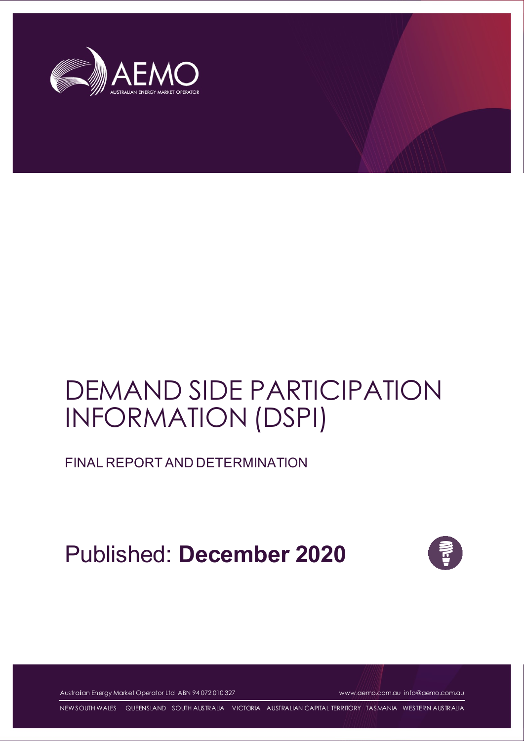# DEMAND SIDE PARTICIPATION INFORMATION (DSPI)

## FINAL REPORT AND DETERMINATION

Published: **December 2020**

Australian Energy Market Operator Ltd ABN 94 072 010 327 www.aemo.com.au info@aemo.com.au

NEW SOUTH WALES QUEENSLAND SOUTH AUSTRALIA VICTORIA AUSTRALIAN CAPITAL TERRITORY TASMANIA WESTERN AUSTRALIA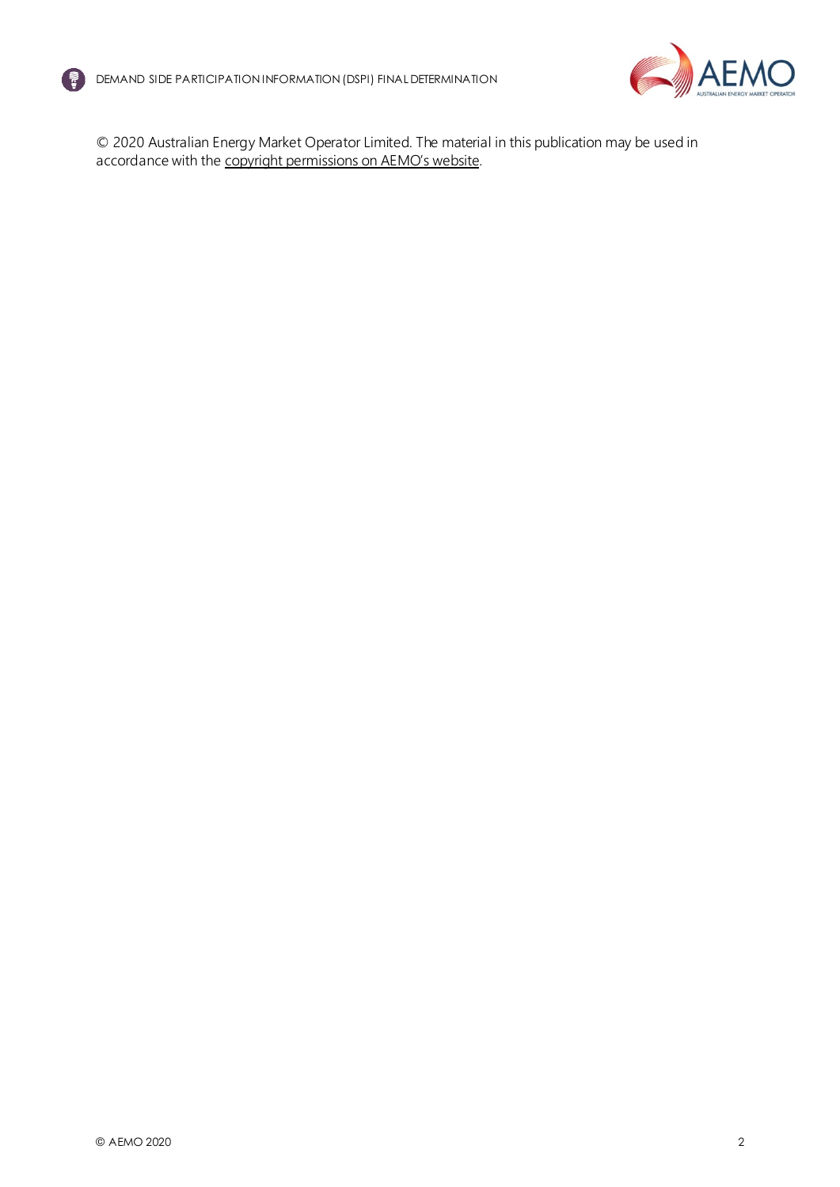© 2020 Australian Energy Market Operator Limited. The material in this publication may be used in accordance with the copyright permissions on AEMO's website.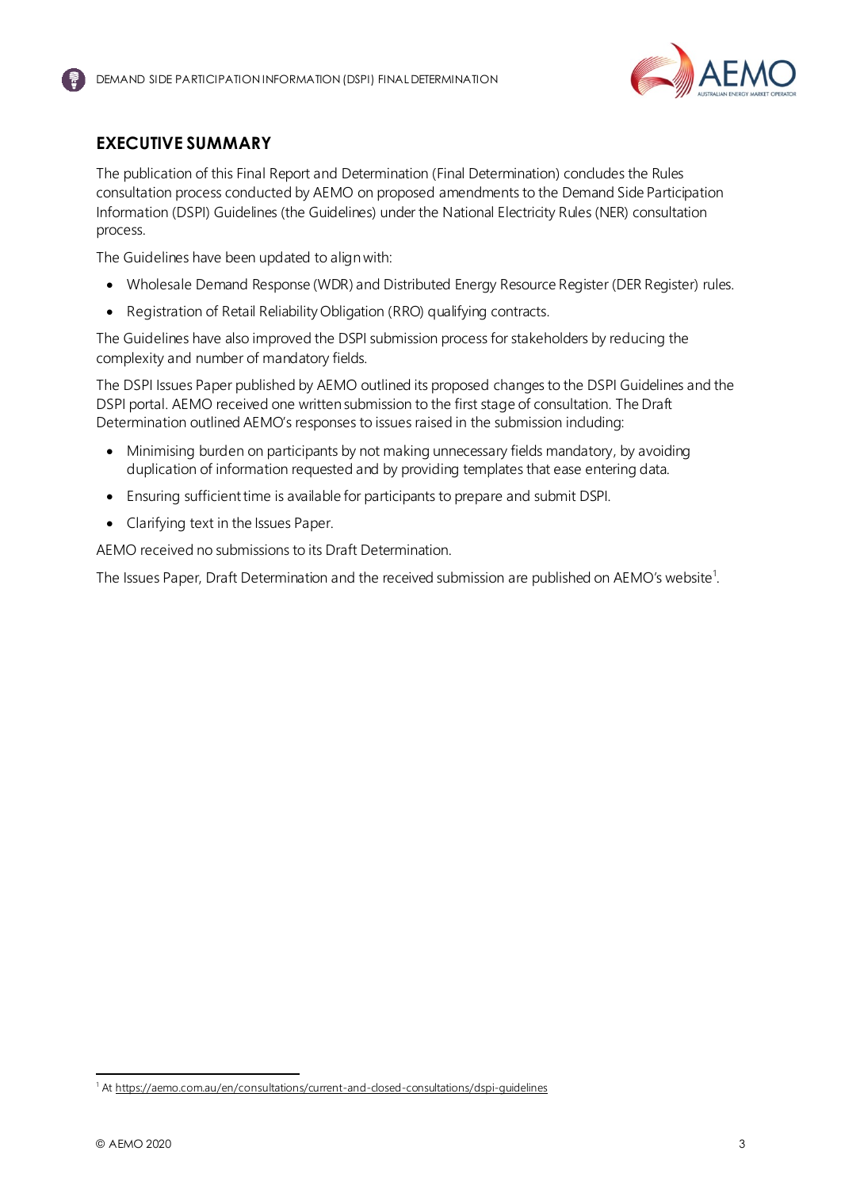## EXECUTIVE SUMMARY

The publication of this Final Report and Determination (Final Determination) concludes the Rules consultation process conducted by AEMO on proposed amendments to the Demand Side Participation Information (DSPI) Guidelines (the Guidelines) under the National Electricity Rules (NER) consultation process.

The Guidelines have been updated to align with:

- Wholesale Demand Response (WDR) and Distributed Energy Resource Register (DER Register) rules.
- Registration of Retail Reliability Obligation (RRO) qualifying contracts.

The Guidelines have also improved the DSPI submission process for stakeholders by reducing the complexity and number of mandatory fields.

The DSPI Issues Paper published by AEMO outlined its proposed changes to the DSPI Guidelines and the DSPI portal. AEMO received one written submission to the first stage of consultation. The Draft Determination outlined AEMO's responses to issues raised in the submission including:

- Minimising burden on participants by not making unnecessary fields mandatory, by avoiding duplication of information requested and by providing templates that ease entering data.
- Ensuring sufficient time is available for participants to prepare and submit DSPI.
- Clarifying text in the Issues Paper.

AEMO received no submissions to its Draft Determination.

The Issues Paper, Draft Determination and the received submission are published on AEMO's website[1].

[1] At https://aemo.com.au/en/consultations/current-and-closed-consultations/dspi-guidelines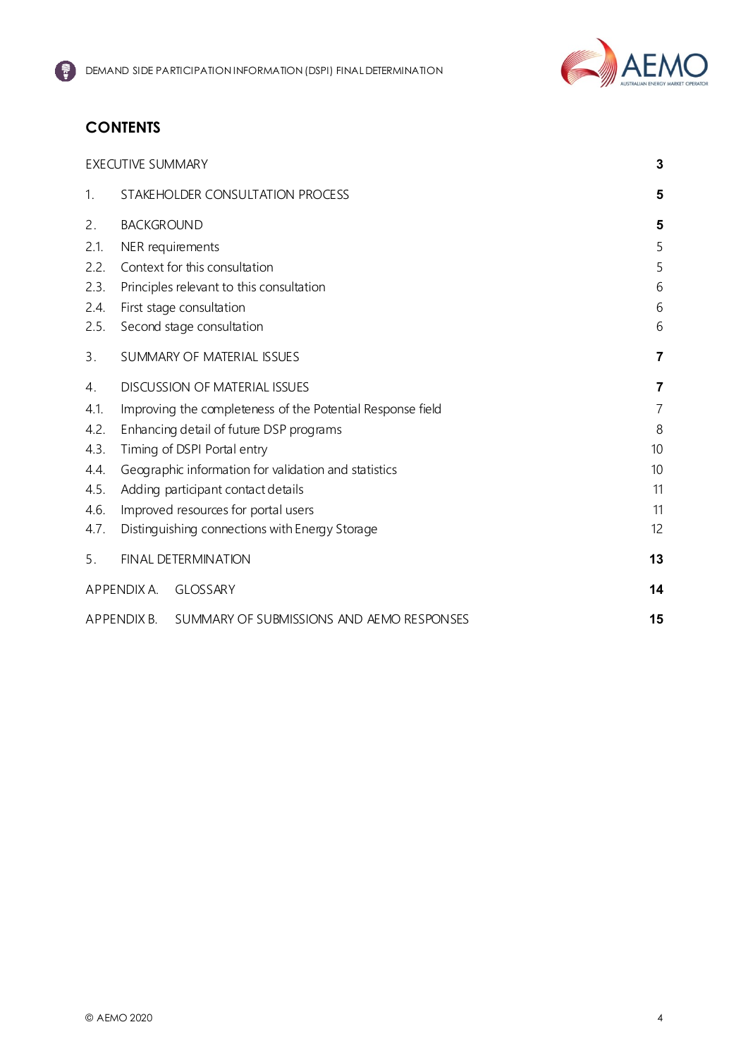# CONTENTS

| | | |
|---|---|---|
| EXECUTIVE SUMMARY | | **3** |
| 1. | STAKEHOLDER CONSULTATION PROCESS | **5** |
| 2. | BACKGROUND | **5** |
| 2.1. | NER requirements | 5 |
| 2.2. | Context for this consultation | 5 |
| 2.3. | Principles relevant to this consultation | 6 |
| 2.4. | First stage consultation | 6 |
| 2.5. | Second stage consultation | 6 |
| 3. | SUMMARY OF MATERIAL ISSUES | **7** |
| 4. | DISCUSSION OF MATERIAL ISSUES | **7** |
| 4.1. | Improving the completeness of the Potential Response field | 7 |
| 4.2. | Enhancing detail of future DSP programs | 8 |
| 4.3. | Timing of DSPI Portal entry | 10 |
| 4.4. | Geographic information for validation and statistics | 10 |
| 4.5. | Adding participant contact details | 11 |
| 4.6. | Improved resources for portal users | 11 |
| 4.7. | Distinguishing connections with Energy Storage | 12 |
| 5. | FINAL DETERMINATION | **13** |
| APPENDIX A. | GLOSSARY | **14** |
| APPENDIX B. | SUMMARY OF SUBMISSIONS AND AEMO RESPONSES | **15** |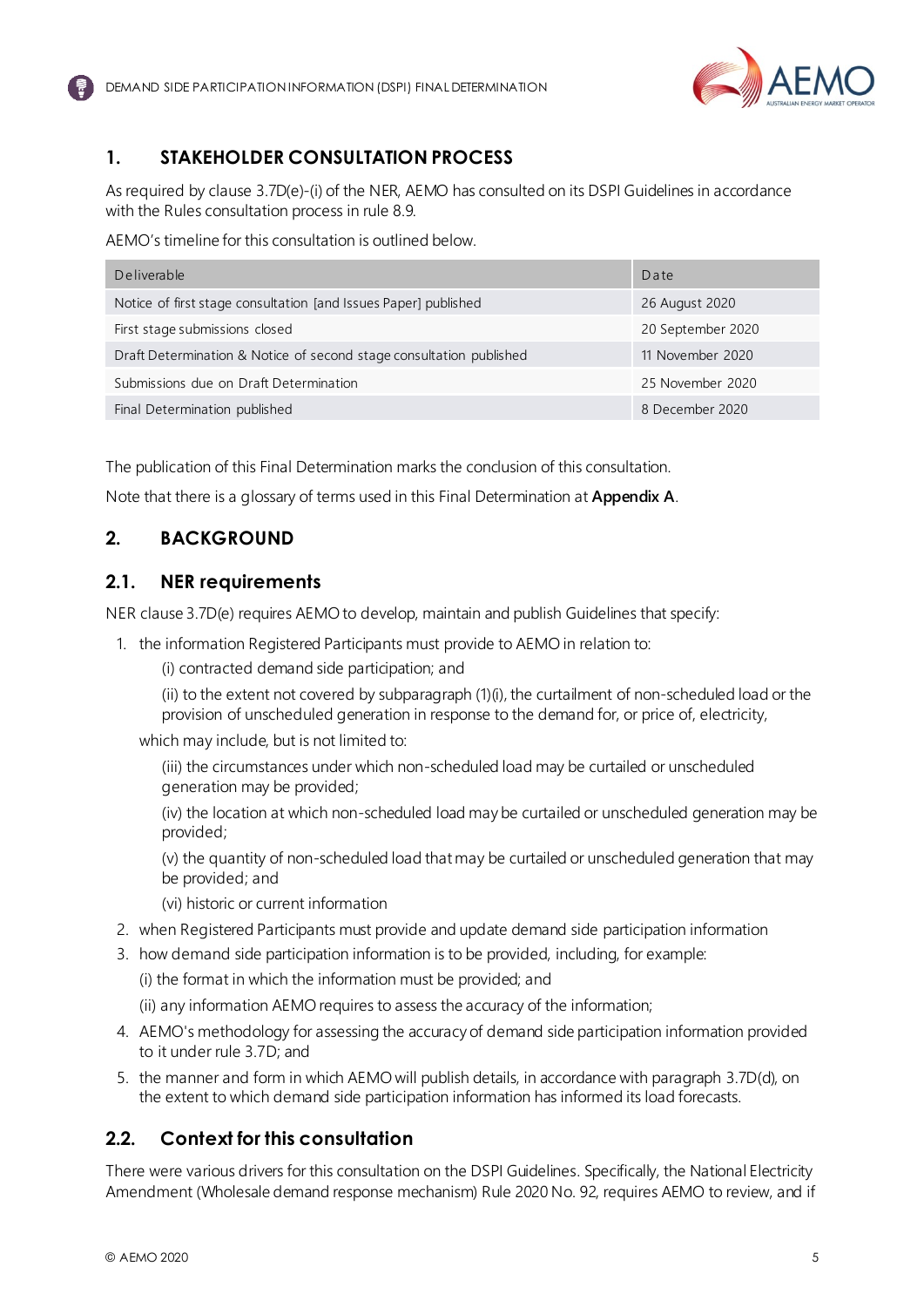## 1. STAKEHOLDER CONSULTATION PROCESS

As required by clause 3.7D(e)-(i) of the NER, AEMO has consulted on its DSPI Guidelines in accordance with the Rules consultation process in rule 8.9.

AEMO's timeline for this consultation is outlined below.

| Deliverable | Date |
|---|---|
| Notice of first stage consultation [and Issues Paper] published | 26 August 2020 |
| First stage submissions closed | 20 September 2020 |
| Draft Determination & Notice of second stage consultation published | 11 November 2020 |
| Submissions due on Draft Determination | 25 November 2020 |
| Final Determination published | 8 December 2020 |

The publication of this Final Determination marks the conclusion of this consultation.

Note that there is a glossary of terms used in this Final Determination at **Appendix A**.

## 2. BACKGROUND

### 2.1. NER requirements

NER clause 3.7D(e) requires AEMO to develop, maintain and publish Guidelines that specify:

1. the information Registered Participants must provide to AEMO in relation to:

   (i) contracted demand side participation; and

   (ii) to the extent not covered by subparagraph (1)(i), the curtailment of non-scheduled load or the provision of unscheduled generation in response to the demand for, or price of, electricity,

   which may include, but is not limited to:

   (iii) the circumstances under which non-scheduled load may be curtailed or unscheduled generation may be provided;

   (iv) the location at which non-scheduled load may be curtailed or unscheduled generation may be provided;

   (v) the quantity of non-scheduled load that may be curtailed or unscheduled generation that may be provided; and

   (vi) historic or current information

2. when Registered Participants must provide and update demand side participation information
3. how demand side participation information is to be provided, including, for example:

   (i) the format in which the information must be provided; and

   (ii) any information AEMO requires to assess the accuracy of the information;

4. AEMO's methodology for assessing the accuracy of demand side participation information provided to it under rule 3.7D; and
5. the manner and form in which AEMO will publish details, in accordance with paragraph 3.7D(d), on the extent to which demand side participation information has informed its load forecasts.

### 2.2. Context for this consultation

There were various drivers for this consultation on the DSPI Guidelines. Specifically, the National Electricity Amendment (Wholesale demand response mechanism) Rule 2020 No. 92, requires AEMO to review, and if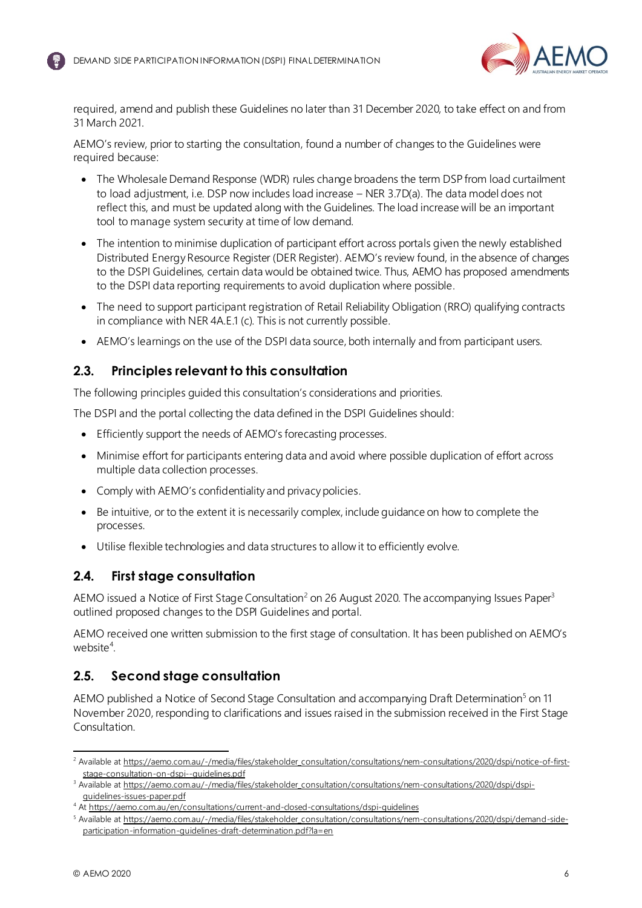required, amend and publish these Guidelines no later than 31 December 2020, to take effect on and from 31 March 2021.

AEMO's review, prior to starting the consultation, found a number of changes to the Guidelines were required because:

- The Wholesale Demand Response (WDR) rules change broadens the term DSP from load curtailment to load adjustment, i.e. DSP now includes load increase – NER 3.7D(a). The data model does not reflect this, and must be updated along with the Guidelines. The load increase will be an important tool to manage system security at time of low demand.
- The intention to minimise duplication of participant effort across portals given the newly established Distributed Energy Resource Register (DER Register). AEMO's review found, in the absence of changes to the DSPI Guidelines, certain data would be obtained twice. Thus, AEMO has proposed amendments to the DSPI data reporting requirements to avoid duplication where possible.
- The need to support participant registration of Retail Reliability Obligation (RRO) qualifying contracts in compliance with NER 4A.E.1 (c). This is not currently possible.
- AEMO's learnings on the use of the DSPI data source, both internally and from participant users.

## 2.3. Principles relevant to this consultation

The following principles guided this consultation's considerations and priorities.

The DSPI and the portal collecting the data defined in the DSPI Guidelines should:

- Efficiently support the needs of AEMO's forecasting processes.
- Minimise effort for participants entering data and avoid where possible duplication of effort across multiple data collection processes.
- Comply with AEMO's confidentiality and privacy policies.
- Be intuitive, or to the extent it is necessarily complex, include guidance on how to complete the processes.
- Utilise flexible technologies and data structures to allow it to efficiently evolve.

## 2.4. First stage consultation

AEMO issued a Notice of First Stage Consultation[2] on 26 August 2020. The accompanying Issues Paper[3] outlined proposed changes to the DSPI Guidelines and portal.

AEMO received one written submission to the first stage of consultation. It has been published on AEMO's website[4].

## 2.5. Second stage consultation

AEMO published a Notice of Second Stage Consultation and accompanying Draft Determination[5] on 11 November 2020, responding to clarifications and issues raised in the submission received in the First Stage Consultation.

---

[2] Available at https://aemo.com.au/-/media/files/stakeholder_consultation/consultations/nem-consultations/2020/dspi/notice-of-first-stage-consultation-on-dspi--guidelines.pdf

[3] Available at https://aemo.com.au/-/media/files/stakeholder_consultation/consultations/nem-consultations/2020/dspi/dspi-guidelines-issues-paper.pdf

[4] At https://aemo.com.au/en/consultations/current-and-closed-consultations/dspi-guidelines

[5] Available at https://aemo.com.au/-/media/files/stakeholder_consultation/consultations/nem-consultations/2020/dspi/demand-side-participation-information-guidelines-draft-determination.pdf?la=en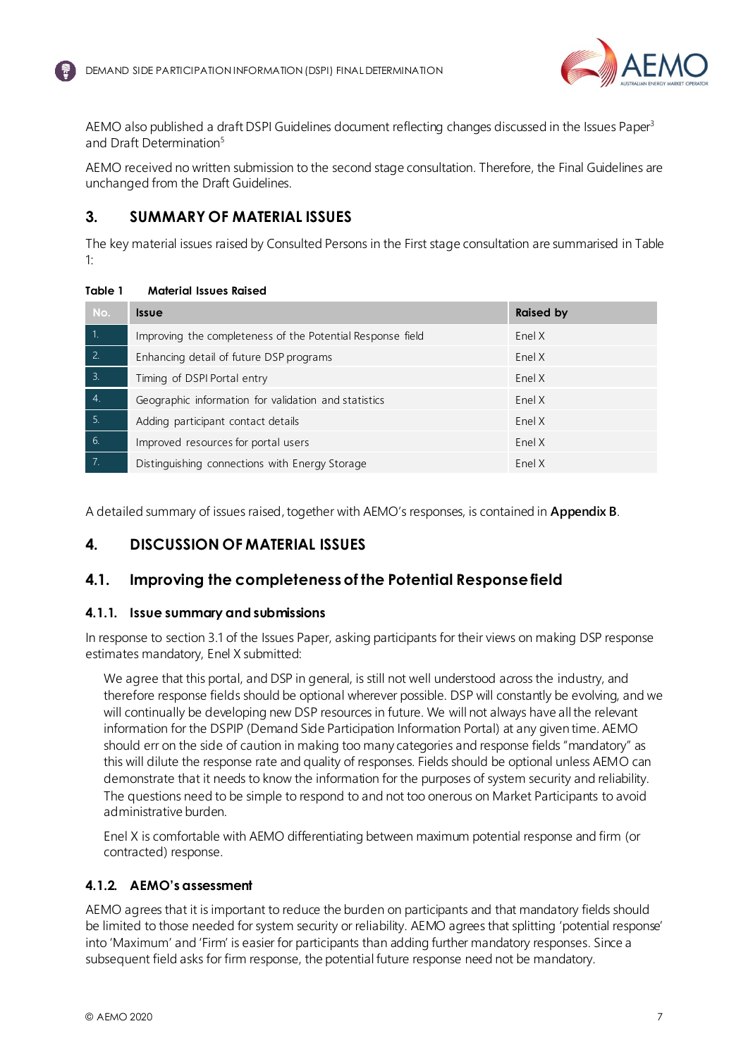AEMO also published a draft DSPI Guidelines document reflecting changes discussed in the Issues Paper[3] and Draft Determination[5]

AEMO received no written submission to the second stage consultation. Therefore, the Final Guidelines are unchanged from the Draft Guidelines.

## 3. SUMMARY OF MATERIAL ISSUES

The key material issues raised by Consulted Persons in the First stage consultation are summarised in Table 1:

**Table 1 Material Issues Raised**

| No. | Issue | Raised by |
|---|---|---|
| 1. | Improving the completeness of the Potential Response field | Enel X |
| 2. | Enhancing detail of future DSP programs | Enel X |
| 3. | Timing of DSPI Portal entry | Enel X |
| 4. | Geographic information for validation and statistics | Enel X |
| 5. | Adding participant contact details | Enel X |
| 6. | Improved resources for portal users | Enel X |
| 7. | Distinguishing connections with Energy Storage | Enel X |

A detailed summary of issues raised, together with AEMO's responses, is contained in **Appendix B**.

## 4. DISCUSSION OF MATERIAL ISSUES

### 4.1. Improving the completeness of the Potential Response field

#### 4.1.1. Issue summary and submissions

In response to section 3.1 of the Issues Paper, asking participants for their views on making DSP response estimates mandatory, Enel X submitted:

> We agree that this portal, and DSP in general, is still not well understood across the industry, and therefore response fields should be optional wherever possible. DSP will constantly be evolving, and we will continually be developing new DSP resources in future. We will not always have all the relevant information for the DSPIP (Demand Side Participation Information Portal) at any given time. AEMO should err on the side of caution in making too many categories and response fields "mandatory" as this will dilute the response rate and quality of responses. Fields should be optional unless AEMO can demonstrate that it needs to know the information for the purposes of system security and reliability. The questions need to be simple to respond to and not too onerous on Market Participants to avoid administrative burden.
>
> Enel X is comfortable with AEMO differentiating between maximum potential response and firm (or contracted) response.

#### 4.1.2. AEMO's assessment

AEMO agrees that it is important to reduce the burden on participants and that mandatory fields should be limited to those needed for system security or reliability. AEMO agrees that splitting 'potential response' into 'Maximum' and 'Firm' is easier for participants than adding further mandatory responses. Since a subsequent field asks for firm response, the potential future response need not be mandatory.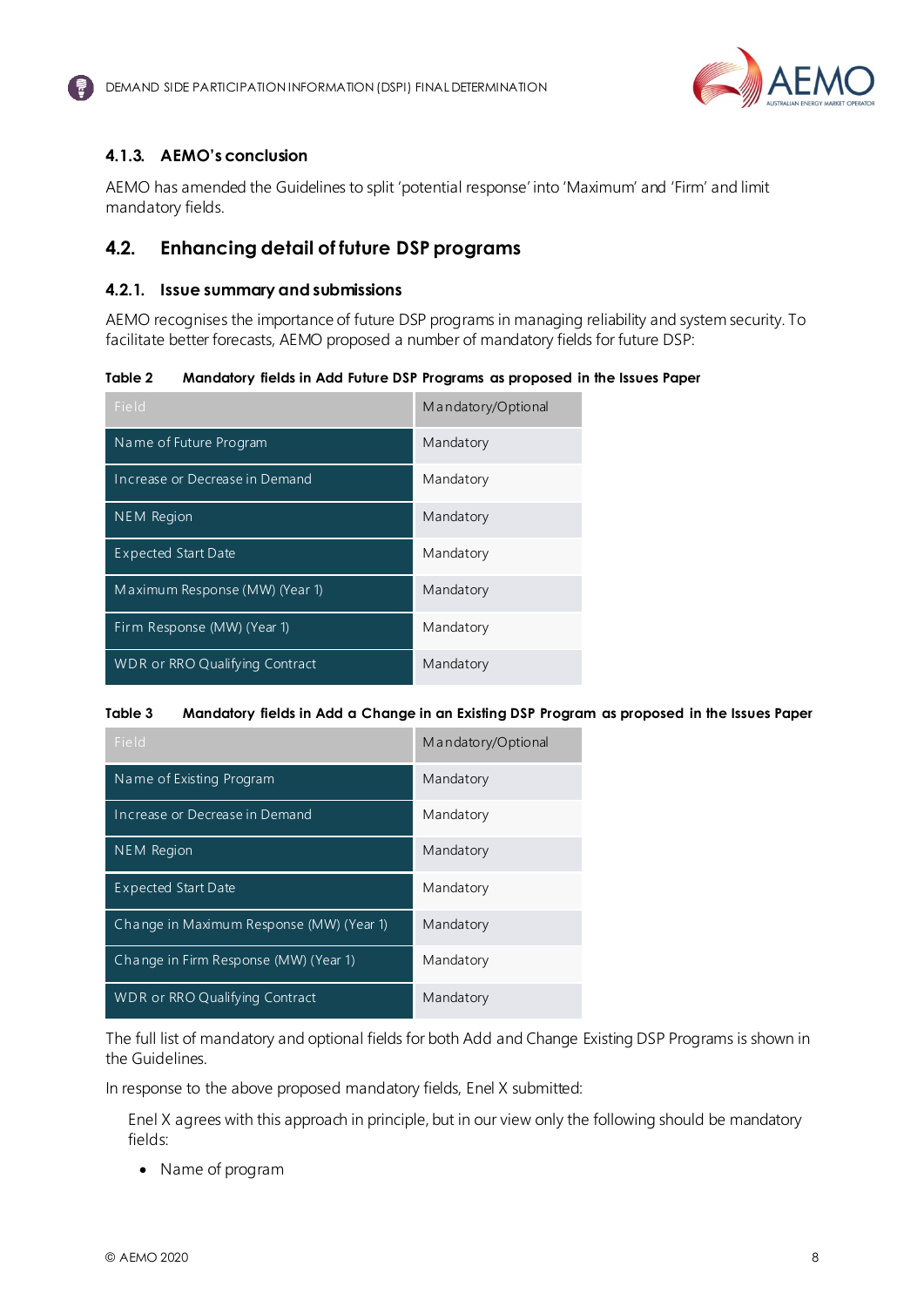### 4.1.3. AEMO's conclusion

AEMO has amended the Guidelines to split 'potential response' into 'Maximum' and 'Firm' and limit mandatory fields.

## 4.2. Enhancing detail of future DSP programs

### 4.2.1. Issue summary and submissions

AEMO recognises the importance of future DSP programs in managing reliability and system security. To facilitate better forecasts, AEMO proposed a number of mandatory fields for future DSP:

**Table 2 Mandatory fields in Add Future DSP Programs as proposed in the Issues Paper**

| Field | Mandatory/Optional |
|---|---|
| Name of Future Program | Mandatory |
| Increase or Decrease in Demand | Mandatory |
| NEM Region | Mandatory |
| Expected Start Date | Mandatory |
| Maximum Response (MW) (Year 1) | Mandatory |
| Firm Response (MW) (Year 1) | Mandatory |
| WDR or RRO Qualifying Contract | Mandatory |

**Table 3 Mandatory fields in Add a Change in an Existing DSP Program as proposed in the Issues Paper**

| Field | Mandatory/Optional |
|---|---|
| Name of Existing Program | Mandatory |
| Increase or Decrease in Demand | Mandatory |
| NEM Region | Mandatory |
| Expected Start Date | Mandatory |
| Change in Maximum Response (MW) (Year 1) | Mandatory |
| Change in Firm Response (MW) (Year 1) | Mandatory |
| WDR or RRO Qualifying Contract | Mandatory |

The full list of mandatory and optional fields for both Add and Change Existing DSP Programs is shown in the Guidelines.

In response to the above proposed mandatory fields, Enel X submitted:

> Enel X agrees with this approach in principle, but in our view only the following should be mandatory fields:
>
> - Name of program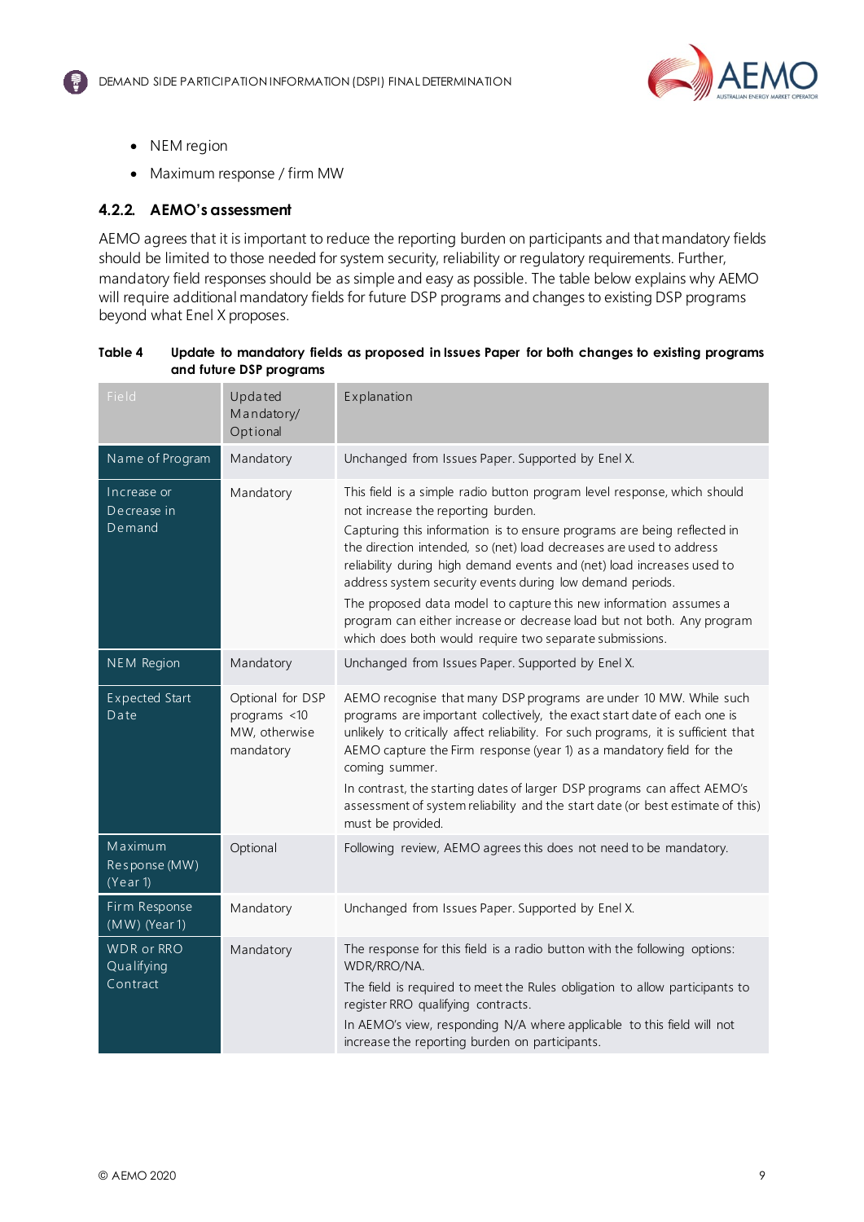- NEM region
- Maximum response / firm MW

### 4.2.2. AEMO's assessment

AEMO agrees that it is important to reduce the reporting burden on participants and that mandatory fields should be limited to those needed for system security, reliability or regulatory requirements. Further, mandatory field responses should be as simple and easy as possible. The table below explains why AEMO will require additional mandatory fields for future DSP programs and changes to existing DSP programs beyond what Enel X proposes.

**Table 4 Update to mandatory fields as proposed in Issues Paper for both changes to existing programs and future DSP programs**

| Field | Updated Mandatory/ Optional | Explanation |
|---|---|---|
| Name of Program | Mandatory | Unchanged from Issues Paper. Supported by Enel X. |
| Increase or Decrease in Demand | Mandatory | This field is a simple radio button program level response, which should not increase the reporting burden.<br>Capturing this information is to ensure programs are being reflected in the direction intended, so (net) load decreases are used to address reliability during high demand events and (net) load increases used to address system security events during low demand periods.<br>The proposed data model to capture this new information assumes a program can either increase or decrease load but not both. Any program which does both would require two separate submissions. |
| NEM Region | Mandatory | Unchanged from Issues Paper. Supported by Enel X. |
| Expected Start Date | Optional for DSP programs <10 MW, otherwise mandatory | AEMO recognise that many DSP programs are under 10 MW. While such programs are important collectively, the exact start date of each one is unlikely to critically affect reliability. For such programs, it is sufficient that AEMO capture the Firm response (year 1) as a mandatory field for the coming summer.<br>In contrast, the starting dates of larger DSP programs can affect AEMO's assessment of system reliability and the start date (or best estimate of this) must be provided. |
| Maximum Response (MW) (Year 1) | Optional | Following review, AEMO agrees this does not need to be mandatory. |
| Firm Response (MW) (Year 1) | Mandatory | Unchanged from Issues Paper. Supported by Enel X. |
| WDR or RRO Qualifying Contract | Mandatory | The response for this field is a radio button with the following options: WDR/RRO/NA.<br>The field is required to meet the Rules obligation to allow participants to register RRO qualifying contracts.<br>In AEMO's view, responding N/A where applicable to this field will not increase the reporting burden on participants. |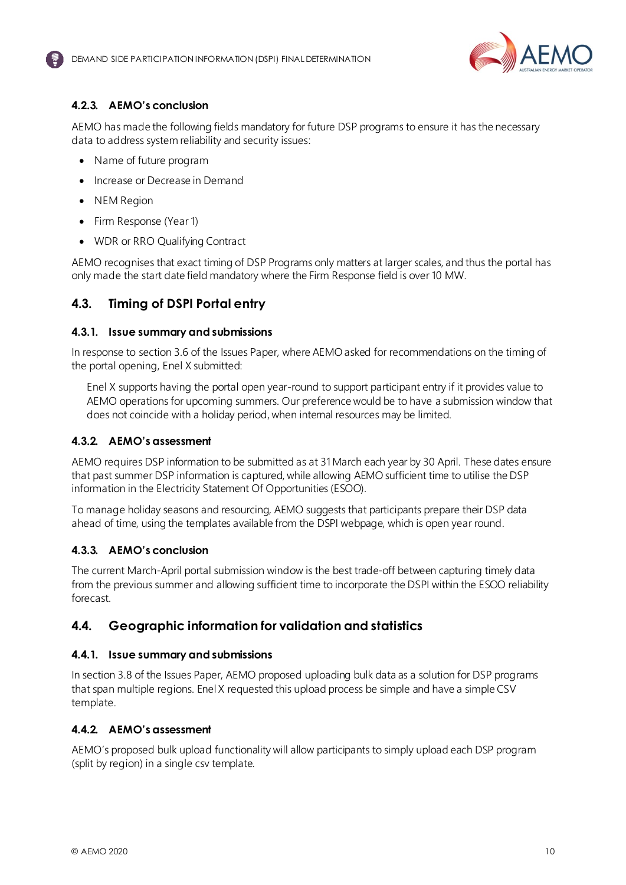#### 4.2.3. AEMO's conclusion

AEMO has made the following fields mandatory for future DSP programs to ensure it has the necessary data to address system reliability and security issues:

- Name of future program
- Increase or Decrease in Demand
- NEM Region
- Firm Response (Year 1)
- WDR or RRO Qualifying Contract

AEMO recognises that exact timing of DSP Programs only matters at larger scales, and thus the portal has only made the start date field mandatory where the Firm Response field is over 10 MW.

### 4.3. Timing of DSPI Portal entry

#### 4.3.1. Issue summary and submissions

In response to section 3.6 of the Issues Paper, where AEMO asked for recommendations on the timing of the portal opening, Enel X submitted:

> Enel X supports having the portal open year-round to support participant entry if it provides value to AEMO operations for upcoming summers. Our preference would be to have a submission window that does not coincide with a holiday period, when internal resources may be limited.

#### 4.3.2. AEMO's assessment

AEMO requires DSP information to be submitted as at 31 March each year by 30 April. These dates ensure that past summer DSP information is captured, while allowing AEMO sufficient time to utilise the DSP information in the Electricity Statement Of Opportunities (ESOO).

To manage holiday seasons and resourcing, AEMO suggests that participants prepare their DSP data ahead of time, using the templates available from the DSPI webpage, which is open year round.

#### 4.3.3. AEMO's conclusion

The current March-April portal submission window is the best trade-off between capturing timely data from the previous summer and allowing sufficient time to incorporate the DSPI within the ESOO reliability forecast.

### 4.4. Geographic information for validation and statistics

#### 4.4.1. Issue summary and submissions

In section 3.8 of the Issues Paper, AEMO proposed uploading bulk data as a solution for DSP programs that span multiple regions. Enel X requested this upload process be simple and have a simple CSV template.

#### 4.4.2. AEMO's assessment

AEMO's proposed bulk upload functionality will allow participants to simply upload each DSP program (split by region) in a single csv template.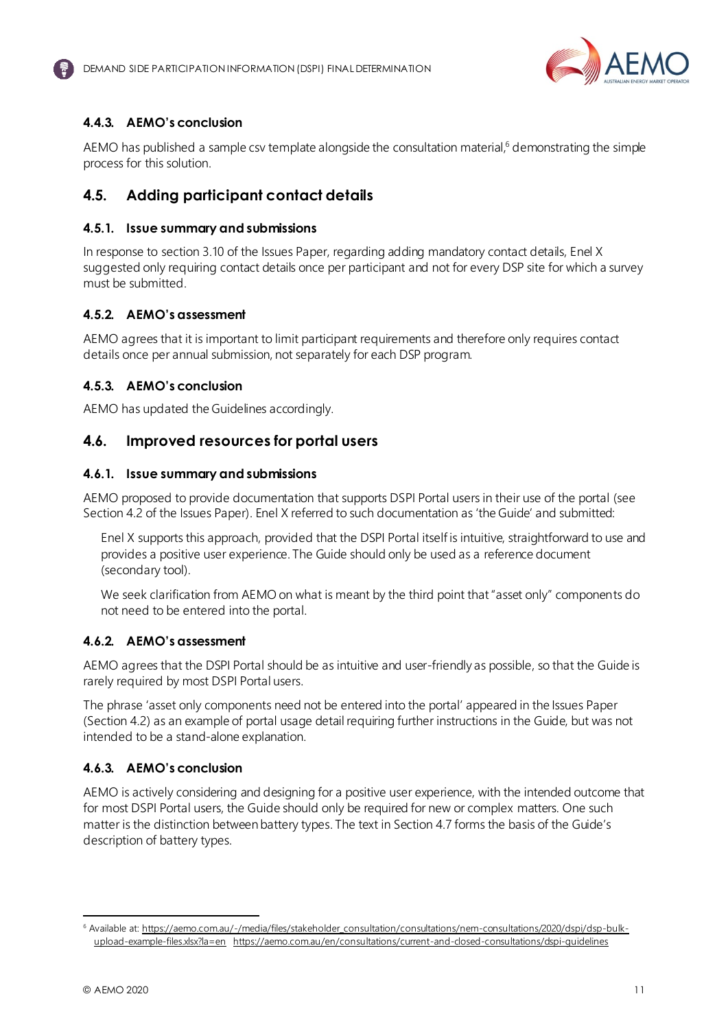### 4.4.3. AEMO's conclusion

AEMO has published a sample csv template alongside the consultation material,[6] demonstrating the simple process for this solution.

## 4.5. Adding participant contact details

### 4.5.1. Issue summary and submissions

In response to section 3.10 of the Issues Paper, regarding adding mandatory contact details, Enel X suggested only requiring contact details once per participant and not for every DSP site for which a survey must be submitted.

### 4.5.2. AEMO's assessment

AEMO agrees that it is important to limit participant requirements and therefore only requires contact details once per annual submission, not separately for each DSP program.

### 4.5.3. AEMO's conclusion

AEMO has updated the Guidelines accordingly.

## 4.6. Improved resources for portal users

### 4.6.1. Issue summary and submissions

AEMO proposed to provide documentation that supports DSPI Portal users in their use of the portal (see Section 4.2 of the Issues Paper). Enel X referred to such documentation as 'the Guide' and submitted:

> Enel X supports this approach, provided that the DSPI Portal itself is intuitive, straightforward to use and provides a positive user experience. The Guide should only be used as a reference document (secondary tool).
>
> We seek clarification from AEMO on what is meant by the third point that "asset only" components do not need to be entered into the portal.

### 4.6.2. AEMO's assessment

AEMO agrees that the DSPI Portal should be as intuitive and user-friendly as possible, so that the Guide is rarely required by most DSPI Portal users.

The phrase 'asset only components need not be entered into the portal' appeared in the Issues Paper (Section 4.2) as an example of portal usage detail requiring further instructions in the Guide, but was not intended to be a stand-alone explanation.

### 4.6.3. AEMO's conclusion

AEMO is actively considering and designing for a positive user experience, with the intended outcome that for most DSPI Portal users, the Guide should only be required for new or complex matters. One such matter is the distinction between battery types. The text in Section 4.7 forms the basis of the Guide's description of battery types.

---

[6] Available at: https://aemo.com.au/-/media/files/stakeholder_consultation/consultations/nem-consultations/2020/dspi/dsp-bulk-upload-example-files.xlsx?la=en https://aemo.com.au/en/consultations/current-and-closed-consultations/dspi-guidelines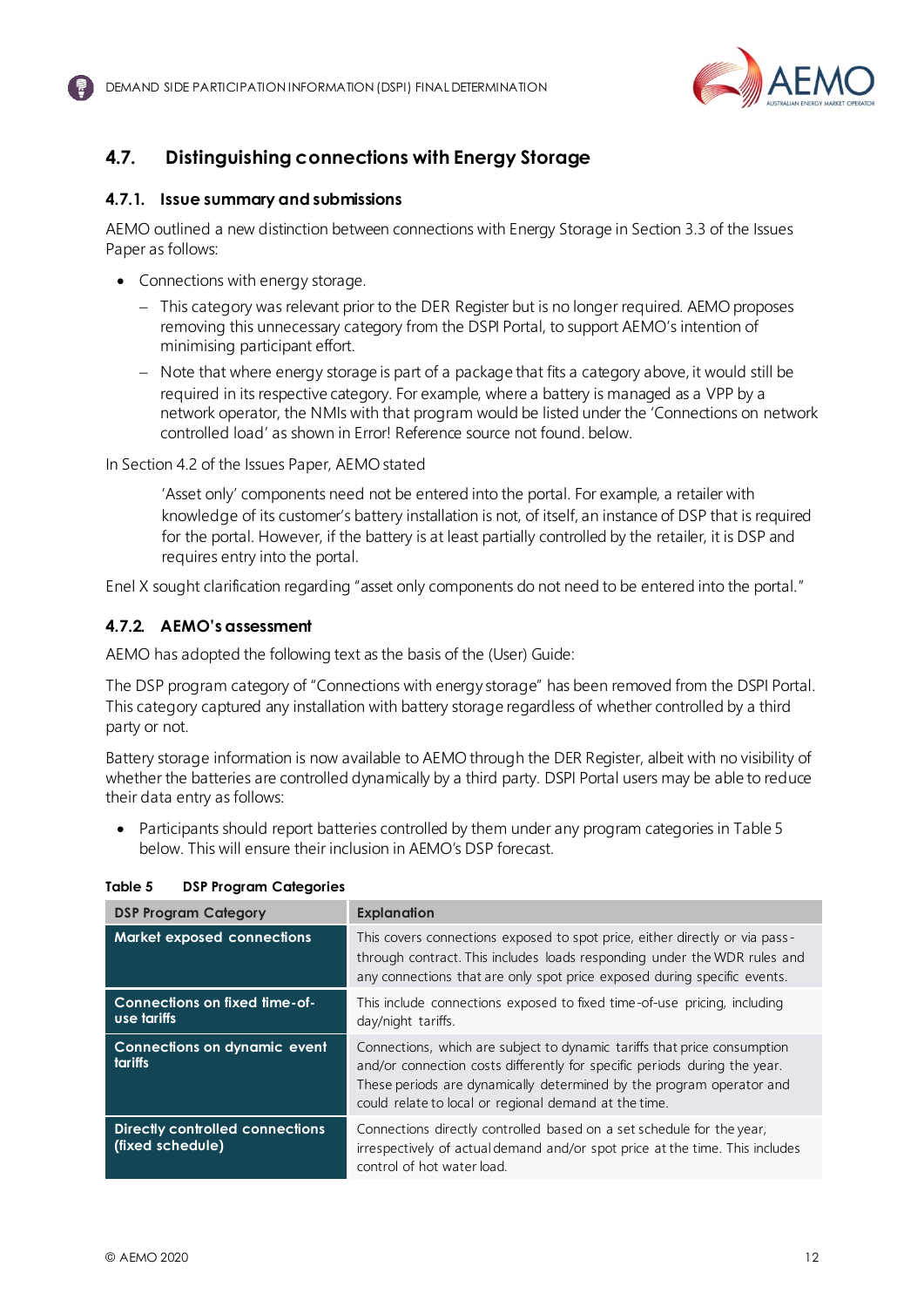## 4.7. Distinguishing connections with Energy Storage

### 4.7.1. Issue summary and submissions

AEMO outlined a new distinction between connections with Energy Storage in Section 3.3 of the Issues Paper as follows:

- Connections with energy storage.
  - This category was relevant prior to the DER Register but is no longer required. AEMO proposes removing this unnecessary category from the DSPI Portal, to support AEMO's intention of minimising participant effort.
  - Note that where energy storage is part of a package that fits a category above, it would still be required in its respective category. For example, where a battery is managed as a VPP by a network operator, the NMIs with that program would be listed under the 'Connections on network controlled load' as shown in Error! Reference source not found. below.

In Section 4.2 of the Issues Paper, AEMO stated

> 'Asset only' components need not be entered into the portal. For example, a retailer with knowledge of its customer's battery installation is not, of itself, an instance of DSP that is required for the portal. However, if the battery is at least partially controlled by the retailer, it is DSP and requires entry into the portal.

Enel X sought clarification regarding "asset only components do not need to be entered into the portal."

### 4.7.2. AEMO's assessment

AEMO has adopted the following text as the basis of the (User) Guide:

The DSP program category of "Connections with energy storage" has been removed from the DSPI Portal. This category captured any installation with battery storage regardless of whether controlled by a third party or not.

Battery storage information is now available to AEMO through the DER Register, albeit with no visibility of whether the batteries are controlled dynamically by a third party. DSPI Portal users may be able to reduce their data entry as follows:

- Participants should report batteries controlled by them under any program categories in Table 5 below. This will ensure their inclusion in AEMO's DSP forecast.

**Table 5 DSP Program Categories**

| DSP Program Category | Explanation |
|---|---|
| **Market exposed connections** | This covers connections exposed to spot price, either directly or via pass-through contract. This includes loads responding under the WDR rules and any connections that are only spot price exposed during specific events. |
| **Connections on fixed time-of-use tariffs** | This include connections exposed to fixed time-of-use pricing, including day/night tariffs. |
| **Connections on dynamic event tariffs** | Connections, which are subject to dynamic tariffs that price consumption and/or connection costs differently for specific periods during the year. These periods are dynamically determined by the program operator and could relate to local or regional demand at the time. |
| **Directly controlled connections (fixed schedule)** | Connections directly controlled based on a set schedule for the year, irrespectively of actual demand and/or spot price at the time. This includes control of hot water load. |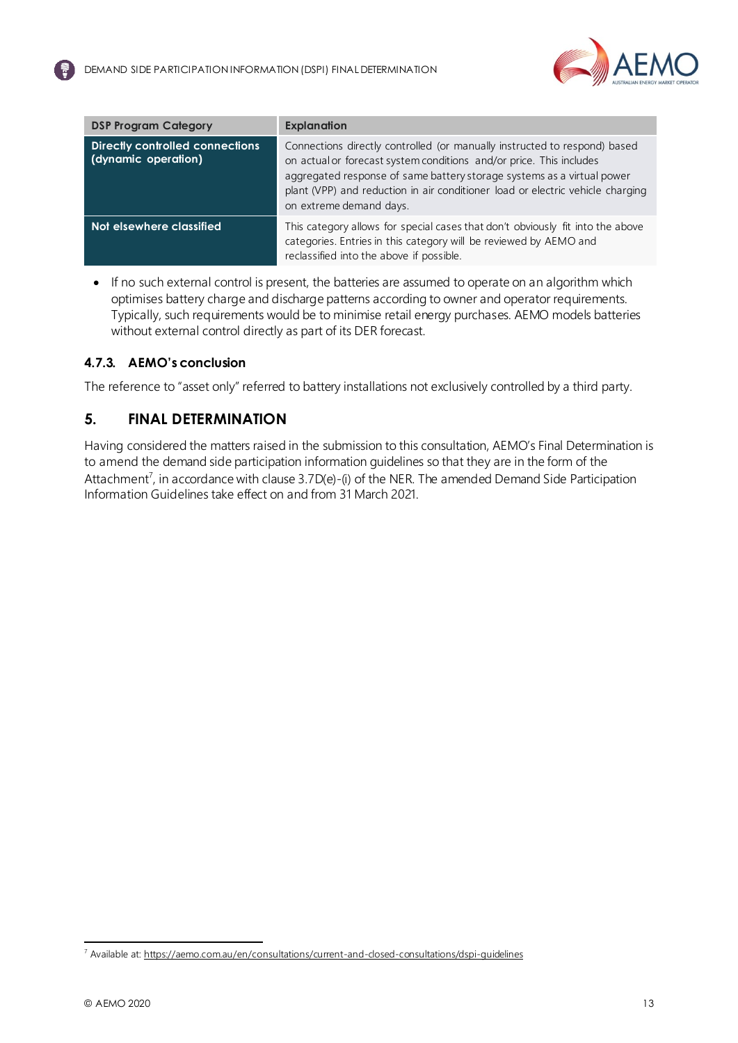| DSP Program Category | Explanation |
| --- | --- |
| **Directly controlled connections (dynamic operation)** | Connections directly controlled (or manually instructed to respond) based on actual or forecast system conditions and/or price. This includes aggregated response of same battery storage systems as a virtual power plant (VPP) and reduction in air conditioner load or electric vehicle charging on extreme demand days. |
| **Not elsewhere classified** | This category allows for special cases that don't obviously fit into the above categories. Entries in this category will be reviewed by AEMO and reclassified into the above if possible. |

- If no such external control is present, the batteries are assumed to operate on an algorithm which optimises battery charge and discharge patterns according to owner and operator requirements. Typically, such requirements would be to minimise retail energy purchases. AEMO models batteries without external control directly as part of its DER forecast.

### 4.7.3. AEMO's conclusion

The reference to "asset only" referred to battery installations not exclusively controlled by a third party.

## 5. FINAL DETERMINATION

Having considered the matters raised in the submission to this consultation, AEMO's Final Determination is to amend the demand side participation information guidelines so that they are in the form of the Attachment[7], in accordance with clause 3.7D(e)-(i) of the NER. The amended Demand Side Participation Information Guidelines take effect on and from 31 March 2021.

[7] Available at: https://aemo.com.au/en/consultations/current-and-closed-consultations/dspi-guidelines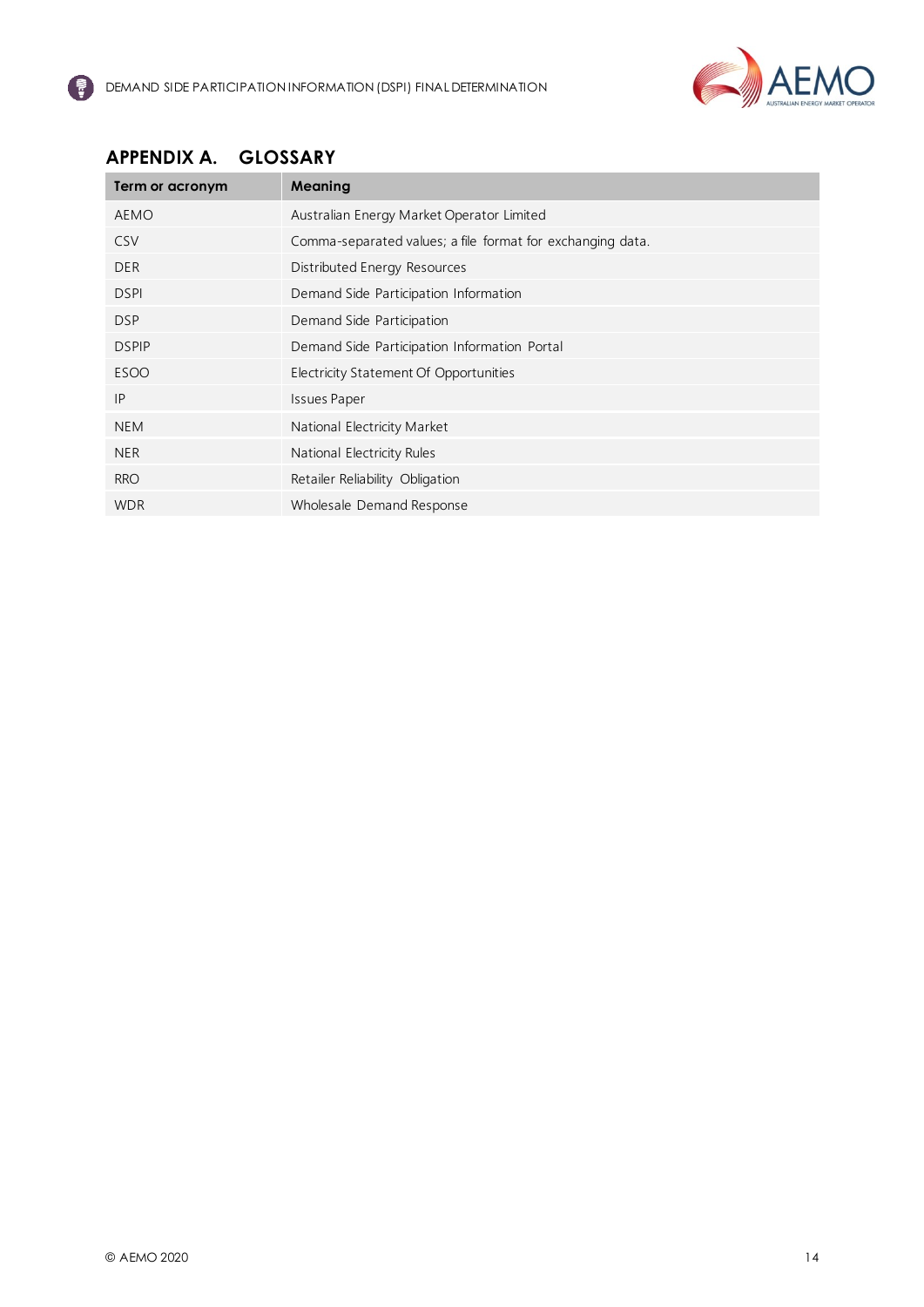## APPENDIX A. GLOSSARY

| Term or acronym | Meaning |
|---|---|
| AEMO | Australian Energy Market Operator Limited |
| CSV | Comma-separated values; a file format for exchanging data. |
| DER | Distributed Energy Resources |
| DSPI | Demand Side Participation Information |
| DSP | Demand Side Participation |
| DSPIP | Demand Side Participation Information Portal |
| ESOO | Electricity Statement Of Opportunities |
| IP | Issues Paper |
| NEM | National Electricity Market |
| NER | National Electricity Rules |
| RRO | Retailer Reliability Obligation |
| WDR | Wholesale Demand Response |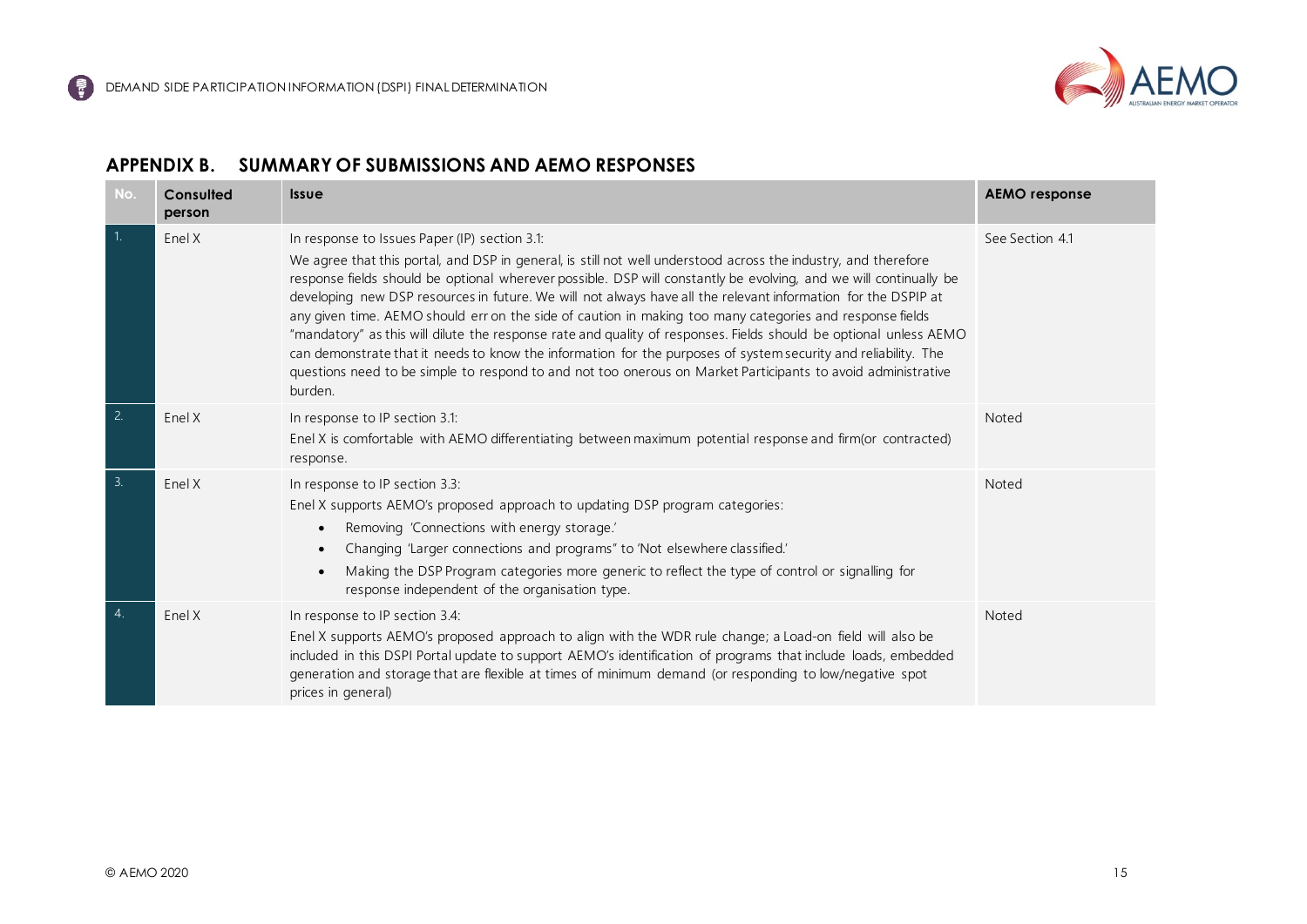## APPENDIX B. SUMMARY OF SUBMISSIONS AND AEMO RESPONSES

| No. | Consulted person | Issue | AEMO response |
|---|---|---|---|
| 1. | Enel X | In response to Issues Paper (IP) section 3.1:<br>We agree that this portal, and DSP in general, is still not well understood across the industry, and therefore response fields should be optional wherever possible. DSP will constantly be evolving, and we will continually be developing new DSP resources in future. We will not always have all the relevant information for the DSPIP at any given time. AEMO should err on the side of caution in making too many categories and response fields "mandatory" as this will dilute the response rate and quality of responses. Fields should be optional unless AEMO can demonstrate that it needs to know the information for the purposes of system security and reliability. The questions need to be simple to respond to and not too onerous on Market Participants to avoid administrative burden. | See Section 4.1 |
| 2. | Enel X | In response to IP section 3.1:<br>Enel X is comfortable with AEMO differentiating between maximum potential response and firm(or contracted) response. | Noted |
| 3. | Enel X | In response to IP section 3.3:<br>Enel X supports AEMO's proposed approach to updating DSP program categories:<br>• Removing 'Connections with energy storage.'<br>• Changing 'Larger connections and programs" to 'Not elsewhere classified.'<br>• Making the DSP Program categories more generic to reflect the type of control or signalling for response independent of the organisation type. | Noted |
| 4. | Enel X | In response to IP section 3.4:<br>Enel X supports AEMO's proposed approach to align with the WDR rule change; a Load-on field will also be included in this DSPI Portal update to support AEMO's identification of programs that include loads, embedded generation and storage that are flexible at times of minimum demand (or responding to low/negative spot prices in general) | Noted |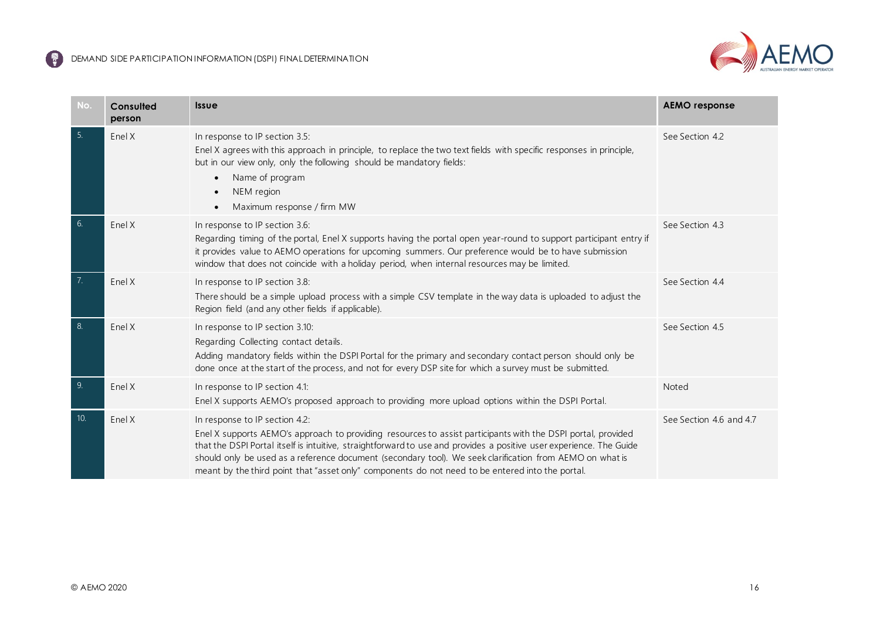| No. | Consulted person | Issue | AEMO response |
|---|---|---|---|
| 5. | Enel X | In response to IP section 3.5:<br>Enel X agrees with this approach in principle, to replace the two text fields with specific responses in principle, but in our view only, only the following should be mandatory fields:<br>• Name of program<br>• NEM region<br>• Maximum response / firm MW | See Section 4.2 |
| 6. | Enel X | In response to IP section 3.6:<br>Regarding timing of the portal, Enel X supports having the portal open year-round to support participant entry if it provides value to AEMO operations for upcoming summers. Our preference would be to have submission window that does not coincide with a holiday period, when internal resources may be limited. | See Section 4.3 |
| 7. | Enel X | In response to IP section 3.8:<br>There should be a simple upload process with a simple CSV template in the way data is uploaded to adjust the Region field (and any other fields if applicable). | See Section 4.4 |
| 8. | Enel X | In response to IP section 3.10:<br>Regarding Collecting contact details.<br>Adding mandatory fields within the DSPI Portal for the primary and secondary contact person should only be done once at the start of the process, and not for every DSP site for which a survey must be submitted. | See Section 4.5 |
| 9. | Enel X | In response to IP section 4.1:<br>Enel X supports AEMO's proposed approach to providing more upload options within the DSPI Portal. | Noted |
| 10. | Enel X | In response to IP section 4.2:<br>Enel X supports AEMO's approach to providing resources to assist participants with the DSPI portal, provided that the DSPI Portal itself is intuitive, straightforward to use and provides a positive user experience. The Guide should only be used as a reference document (secondary tool). We seek clarification from AEMO on what is meant by the third point that "asset only" components do not need to be entered into the portal. | See Section 4.6 and 4.7 |